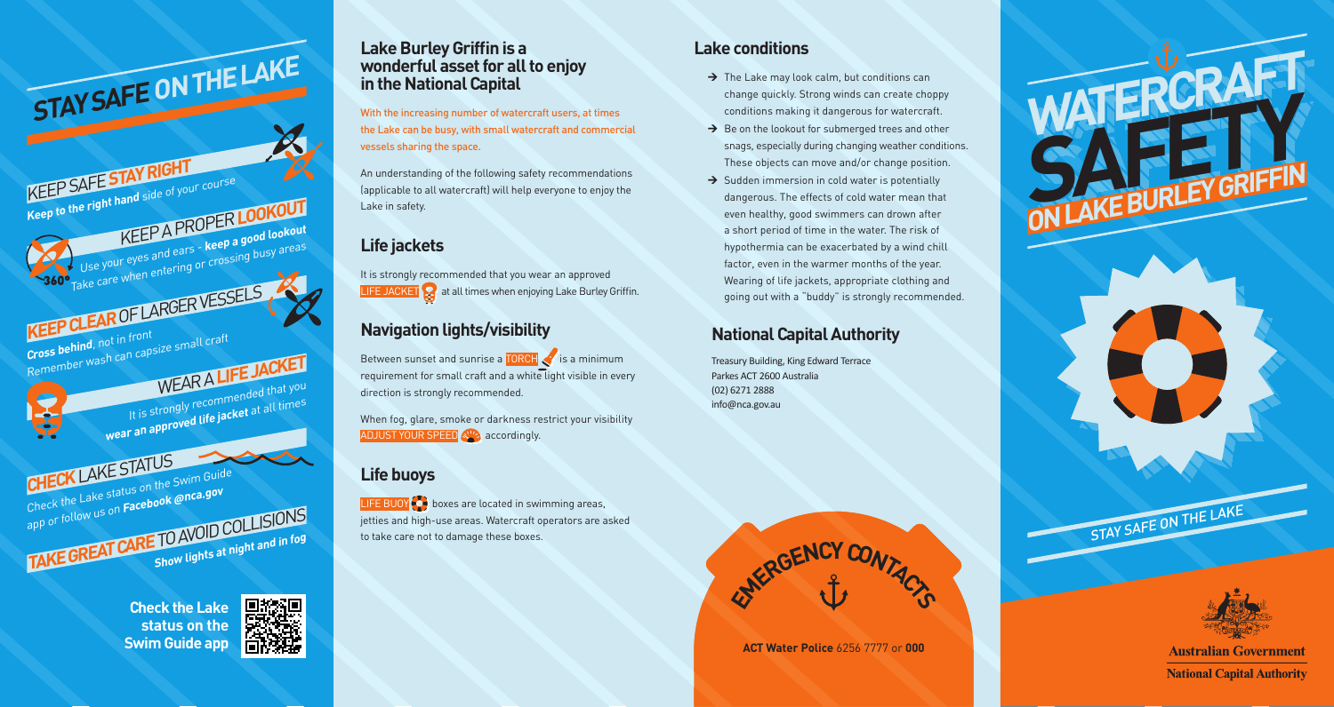# STAY SAFE ON THE LAKE

**KEEP SAFE STAY RIGHT**
**Keep to the right hand** side of your course

**KEEP A PROPER LOOKOUT**
Use your eyes and ears - **keep a good lookout**
Take care when entering or crossing busy areas
360°

**KEEP CLEAR OF LARGER VESSELS**
**Cross behind**, not in front
Remember wash can capsize small craft

**WEAR A LIFE JACKET**
It is strongly recommended that you **wear an approved life jacket** at all times

**CHECK LAKE STATUS**
Check the Lake status on the Swim Guide app or follow us on **Facebook @nca.gov**

**TAKE GREAT CARE TO AVOID COLLISIONS**
**Show lights at night and in fog**

**Check the Lake status on the Swim Guide app**

## Lake Burley Griffin is a wonderful asset for all to enjoy in the National Capital

With the increasing number of watercraft users, at times the Lake can be busy, with small watercraft and commercial vessels sharing the space.

An understanding of the following safety recommendations (applicable to all watercraft) will help everyone to enjoy the Lake in safety.

## Life jackets

It is strongly recommended that you wear an approved LIFE JACKET at all times when enjoying Lake Burley Griffin.

## Navigation lights/visibility

Between sunset and sunrise a TORCH is a minimum requirement for small craft and a white light visible in every direction is strongly recommended.

When fog, glare, smoke or darkness restrict your visibility ADJUST YOUR SPEED accordingly.

## Life buoys

LIFE BUOY boxes are located in swimming areas, jetties and high-use areas. Watercraft operators are asked to take care not to damage these boxes.

## Lake conditions

- The Lake may look calm, but conditions can change quickly. Strong winds can create choppy conditions making it dangerous for watercraft.
- Be on the lookout for submerged trees and other snags, especially during changing weather conditions. These objects can move and/or change position.
- Sudden immersion in cold water is potentially dangerous. The effects of cold water mean that even healthy, good swimmers can drown after a short period of time in the water. The risk of hypothermia can be exacerbated by a wind chill factor, even in the warmer months of the year. Wearing of life jackets, appropriate clothing and going out with a "buddy" is strongly recommended.

## National Capital Authority

Treasury Building, King Edward Terrace
Parkes ACT 2600 Australia
(02) 6271 2888
info@nca.gov.au

**EMERGENCY CONTACTS**

**ACT Water Police** 6256 7777 or **000**

# WATERCRAFT SAFETY ON LAKE BURLEY GRIFFIN

STAY SAFE ON THE LAKE

**Australian Government**
**National Capital Authority**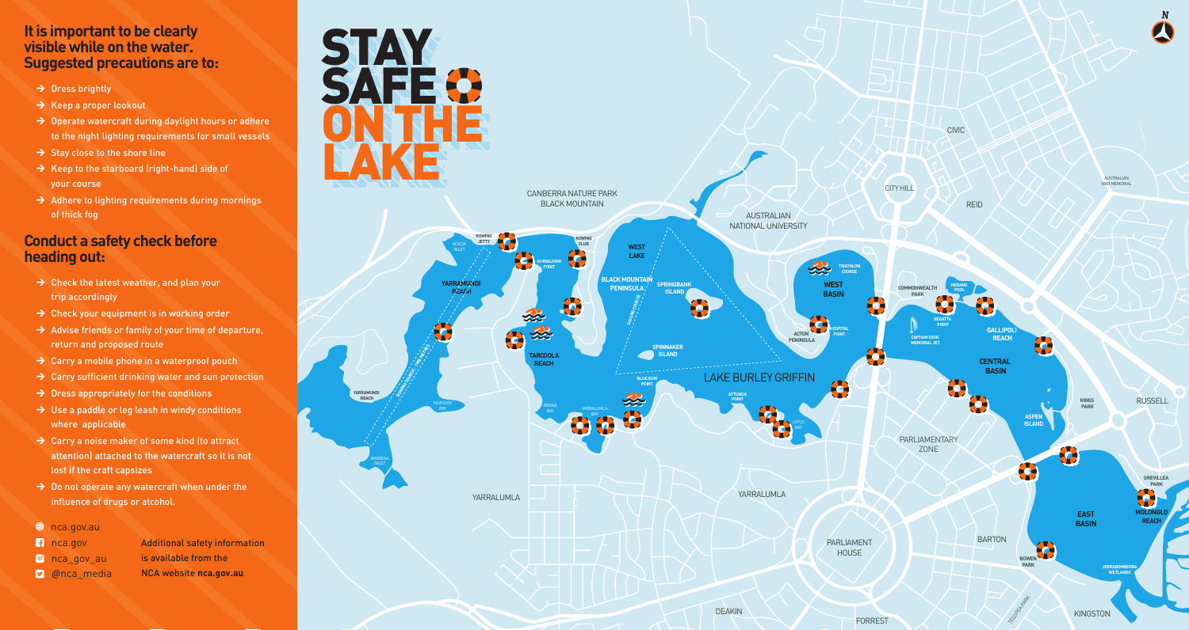## It is important to be clearly visible while on the water. Suggested precautions are to:

- → Dress brightly
- → Keep a proper lookout
- → Operate watercraft during daylight hours or adhere to the night lighting requirements for small vessels
- → Stay close to the shore line
- → Keep to the starboard (right-hand) side of your course
- → Adhere to lighting requirements during mornings of thick fog

## Conduct a safety check before heading out:

- → Check the latest weather, and plan your trip accordingly
- → Check your equipment is in working order
- → Advise friends or family of your time of departure, return and proposed route
- → Carry a mobile phone in a waterproof pouch
- → Carry sufficient drinking water and sun protection
- → Dress appropriately for the conditions
- → Use a paddle or leg leash in windy conditions where applicable
- → Carry a noise maker of some kind (to attract attention) attached to the watercraft so it is not lost if the craft capsizes
- → Do not operate any watercraft when under the influence of drugs or alcohol.

nca.gov.au
nca.gov
nca_gov_au
@nca_media

Additional safety information is available from the NCA website **nca.gov.au**

# STAY SAFE ON THE LAKE

CANBERRA NATURE PARK
BLACK MOUNTAIN
AUSTRALIAN NATIONAL UNIVERSITY
CIVIC
CITY HILL
REID
AUSTRALIAN WAR MEMORIAL
ROWING JETTY
ROWING CLUB
ACACIA INLET
KURRAJONG POINT
WEST LAKE
YARRAMUNDI REACH
BLACK MOUNTAIN PENINSULA
SPRINGBANK ISLAND
TRIATHLON COURSE
WEST BASIN
COMMONWEALTH PARK
NERANG POOL
REGATTA POINT
ACTON PENINSULA
HOSPITAL POINT
CAPTAIN COOK MEMORIAL JET
GALLIPOLI REACH
TARCOOLA REACH
SPINNAKER ISLAND
CENTRAL BASIN
BLUE GUM POINT
LAKE BURLEY GRIFFIN
ATTUNGA POINT
LOTUS BAY
KINGS PARK
RUSSELL
ASPEN ISLAND
YARRAMUNDI REACH
NURSERY BAY
ORANA BAY
YARRALUMLA BAY
PARLIAMENTARY ZONE
WARRINA INLET
GREVILLEA PARK
MOLONGLO REACH
EAST BASIN
YARRALUMLA
YARRALUMLA
PARLIAMENT HOUSE
BARTON
BOWEN PARK
JERRABOMBERRA WETLANDS
DEAKIN
FORREST
KINGSTON